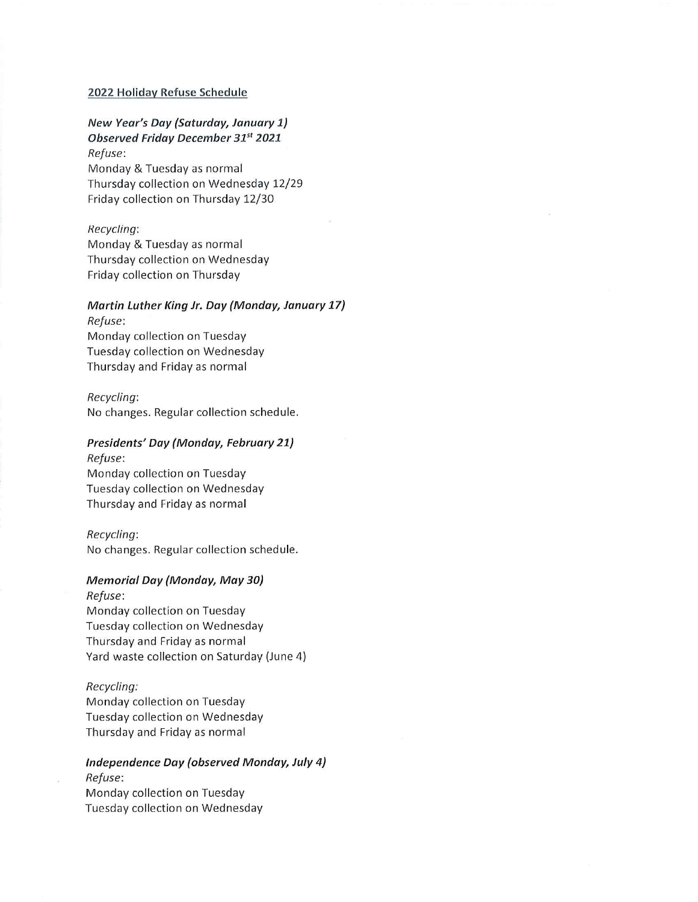## 2022 Holiday Refuse Schedule

***New Year's Day (Saturday, January 1)***
***Observed Friday December 31st 2021***

*Refuse*:
Monday & Tuesday as normal
Thursday collection on Wednesday 12/29
Friday collection on Thursday 12/30

*Recycling*:
Monday & Tuesday as normal
Thursday collection on Wednesday
Friday collection on Thursday

***Martin Luther King Jr. Day (Monday, January 17)***

*Refuse*:
Monday collection on Tuesday
Tuesday collection on Wednesday
Thursday and Friday as normal

*Recycling*:
No changes. Regular collection schedule.

***Presidents' Day (Monday, February 21)***

*Refuse*:
Monday collection on Tuesday
Tuesday collection on Wednesday
Thursday and Friday as normal

*Recycling*:
No changes. Regular collection schedule.

***Memorial Day (Monday, May 30)***

*Refuse*:
Monday collection on Tuesday
Tuesday collection on Wednesday
Thursday and Friday as normal
Yard waste collection on Saturday (June 4)

*Recycling:*
Monday collection on Tuesday
Tuesday collection on Wednesday
Thursday and Friday as normal

***Independence Day (observed Monday, July 4)***

*Refuse*:
Monday collection on Tuesday
Tuesday collection on Wednesday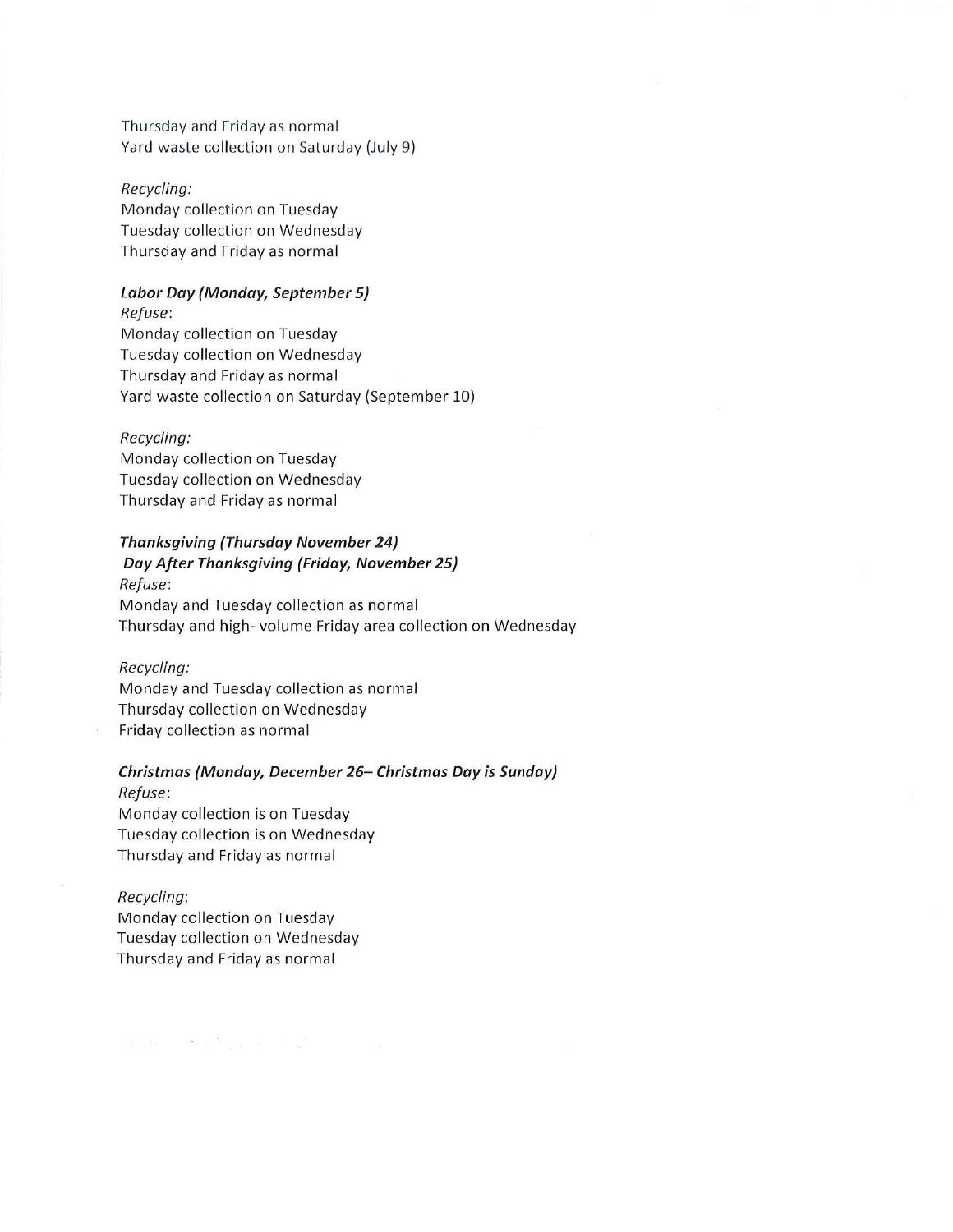Thursday and Friday as normal
Yard waste collection on Saturday (July 9)

*Recycling:*
Monday collection on Tuesday
Tuesday collection on Wednesday
Thursday and Friday as normal

***Labor Day (Monday, September 5)***
*Refuse*:
Monday collection on Tuesday
Tuesday collection on Wednesday
Thursday and Friday as normal
Yard waste collection on Saturday (September 10)

*Recycling:*
Monday collection on Tuesday
Tuesday collection on Wednesday
Thursday and Friday as normal

***Thanksgiving (Thursday November 24)***
***Day After Thanksgiving (Friday, November 25)***
*Refuse*:
Monday and Tuesday collection as normal
Thursday and high- volume Friday area collection on Wednesday

*Recycling:*
Monday and Tuesday collection as normal
Thursday collection on Wednesday
Friday collection as normal

***Christmas (Monday, December 26– Christmas Day is Sunday)***
*Refuse*:
Monday collection is on Tuesday
Tuesday collection is on Wednesday
Thursday and Friday as normal

*Recycling*:
Monday collection on Tuesday
Tuesday collection on Wednesday
Thursday and Friday as normal